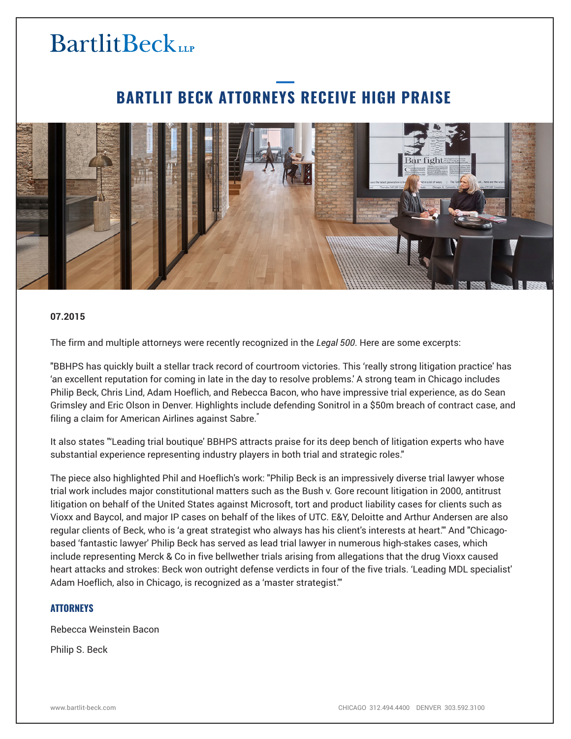# BartlitBeck LLP

## BARTLIT BECK ATTORNEYS RECEIVE HIGH PRAISE

**07.2015**

The firm and multiple attorneys were recently recognized in the *Legal 500*. Here are some excerpts:

"BBHPS has quickly built a stellar track record of courtroom victories. This 'really strong litigation practice' has 'an excellent reputation for coming in late in the day to resolve problems.' A strong team in Chicago includes Philip Beck, Chris Lind, Adam Hoeflich, and Rebecca Bacon, who have impressive trial experience, as do Sean Grimsley and Eric Olson in Denver. Highlights include defending Sonitrol in a $50m breach of contract case, and filing a claim for American Airlines against Sabre."

It also states "'Leading trial boutique' BBHPS attracts praise for its deep bench of litigation experts who have substantial experience representing industry players in both trial and strategic roles."

The piece also highlighted Phil and Hoeflich's work: "Philip Beck is an impressively diverse trial lawyer whose trial work includes major constitutional matters such as the Bush v. Gore recount litigation in 2000, antitrust litigation on behalf of the United States against Microsoft, tort and product liability cases for clients such as Vioxx and Baycol, and major IP cases on behalf of the likes of UTC. E&Y, Deloitte and Arthur Andersen are also regular clients of Beck, who is 'a great strategist who always has his client's interests at heart.'" And "Chicago-based 'fantastic lawyer' Philip Beck has served as lead trial lawyer in numerous high-stakes cases, which include representing Merck & Co in five bellwether trials arising from allegations that the drug Vioxx caused heart attacks and strokes: Beck won outright defense verdicts in four of the five trials. 'Leading MDL specialist' Adam Hoeflich, also in Chicago, is recognized as a 'master strategist.'"

### ATTORNEYS

Rebecca Weinstein Bacon

Philip S. Beck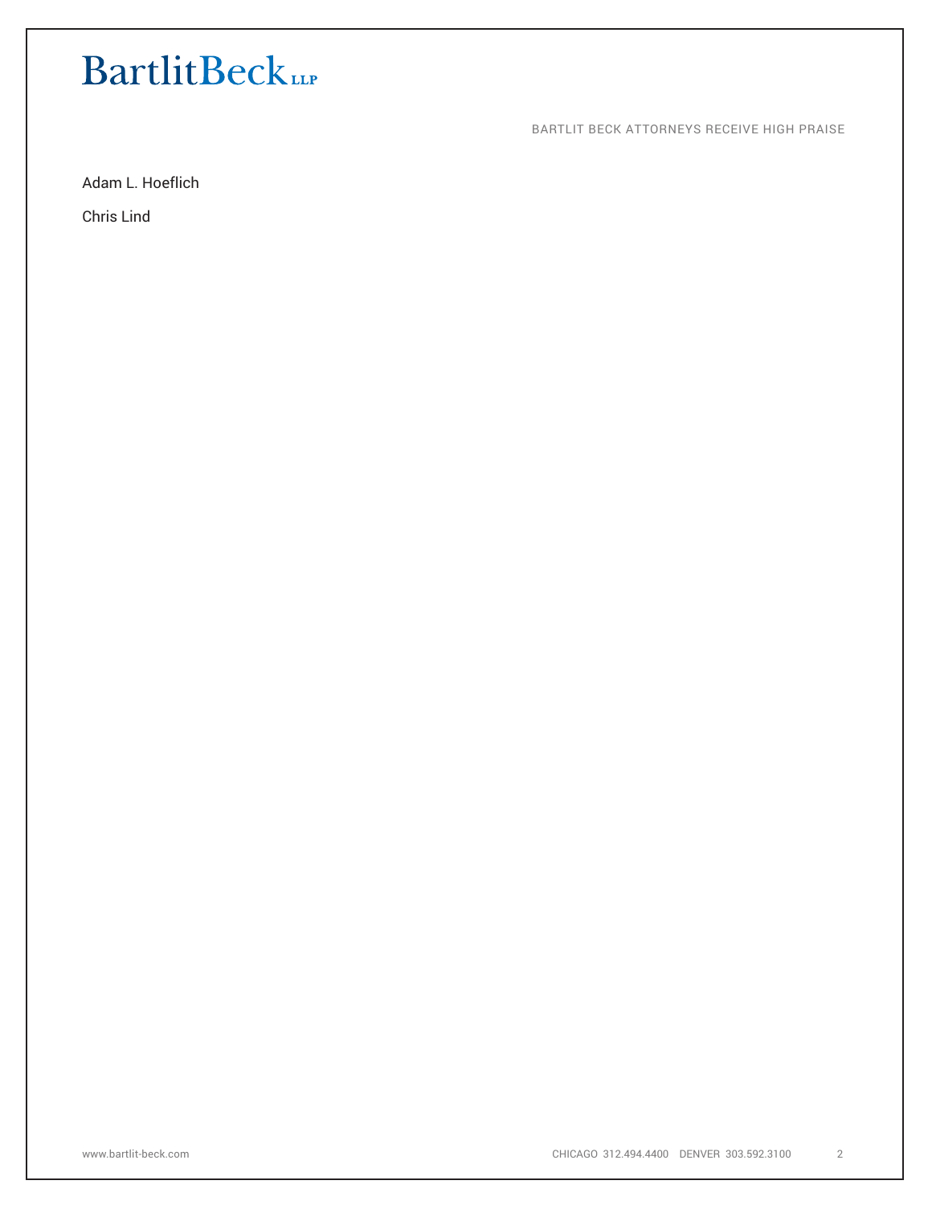Adam L. Hoeflich

Chris Lind